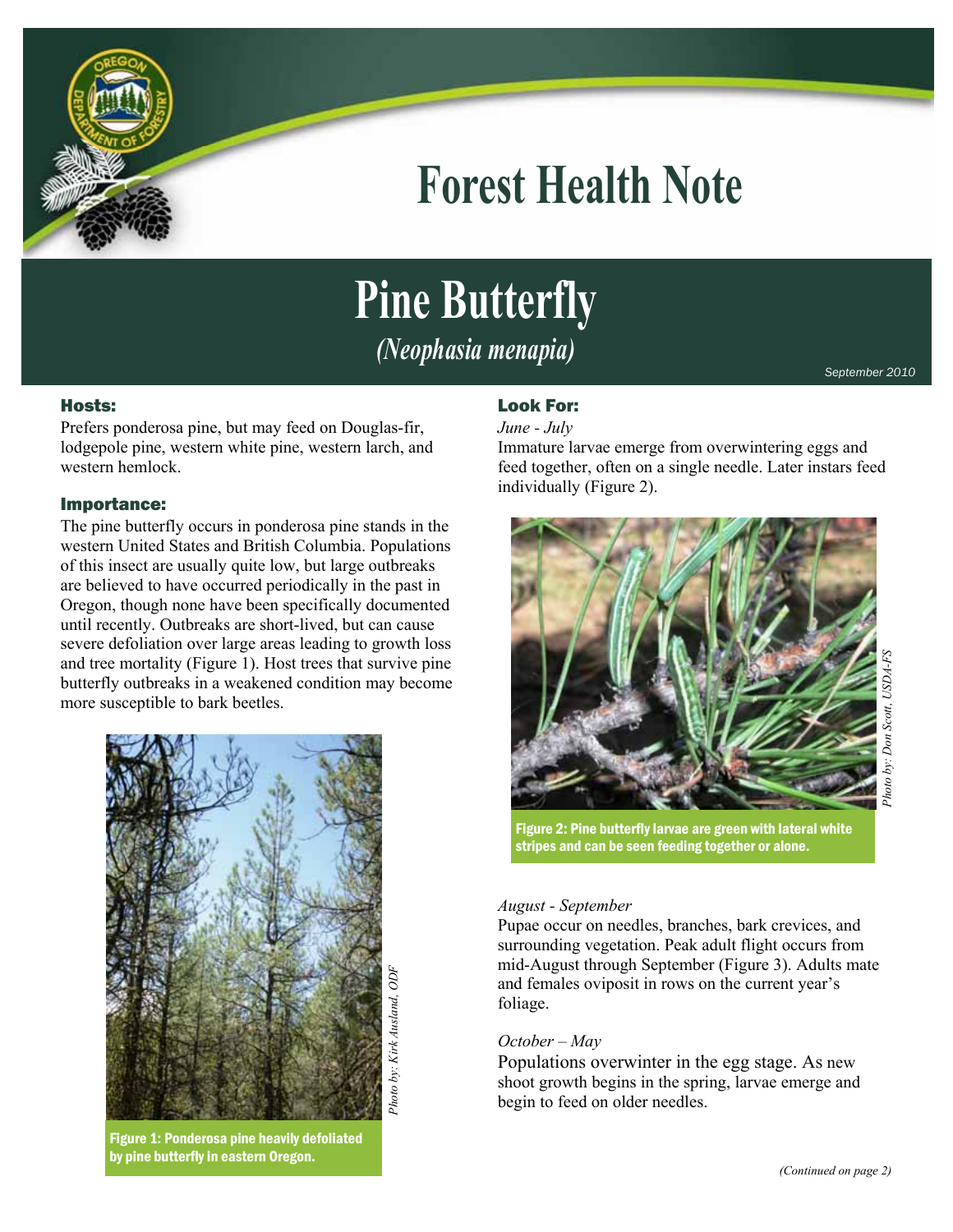# Forest Health Note

## Pine Butterfly

*(Neophasia menapia)*

September 2010

### Hosts:

Prefers ponderosa pine, but may feed on Douglas-fir, lodgepole pine, western white pine, western larch, and western hemlock.

### Importance:

The pine butterfly occurs in ponderosa pine stands in the western United States and British Columbia. Populations of this insect are usually quite low, but large outbreaks are believed to have occurred periodically in the past in Oregon, though none have been specifically documented until recently. Outbreaks are short-lived, but can cause severe defoliation over large areas leading to growth loss and tree mortality (Figure 1). Host trees that survive pine butterfly outbreaks in a weakened condition may become more susceptible to bark beetles.

*Photo by: Kirk Ausland, ODF*

Figure 1: Ponderosa pine heavily defoliated by pine butterfly in eastern Oregon.

### Look For:

*June - July*

Immature larvae emerge from overwintering eggs and feed together, often on a single needle. Later instars feed individually (Figure 2).

*Photo by: Don Scott, USDA-FS*

Figure 2: Pine butterfly larvae are green with lateral white stripes and can be seen feeding together or alone.

*August - September*

Pupae occur on needles, branches, bark crevices, and surrounding vegetation. Peak adult flight occurs from mid-August through September (Figure 3). Adults mate and females oviposit in rows on the current year's foliage.

*October – May*

Populations overwinter in the egg stage. As new shoot growth begins in the spring, larvae emerge and begin to feed on older needles.

*(Continued on page 2)*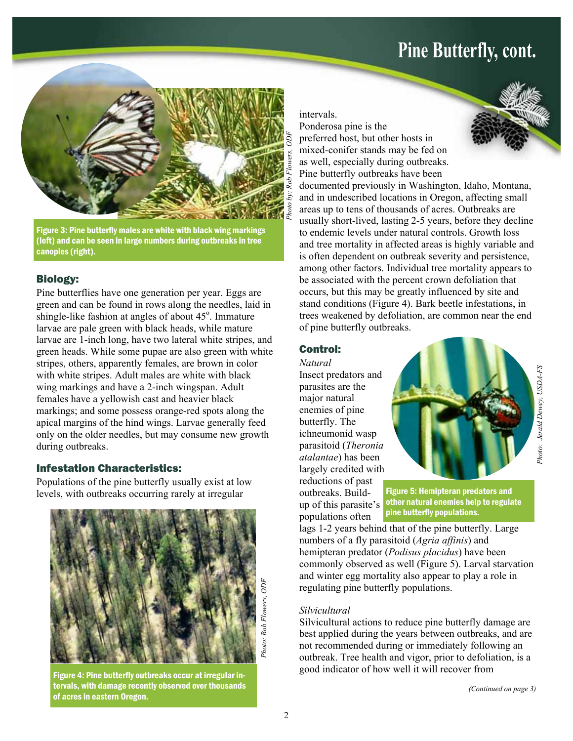# Pine Butterfly, cont.

Figure 3: Pine butterfly males are white with black wing markings (left) and can be seen in large numbers during outbreaks in tree canopies (right).

*Photo by: Rob Flowers, ODF*

## Biology:

Pine butterflies have one generation per year. Eggs are green and can be found in rows along the needles, laid in shingle-like fashion at angles of about 45°. Immature larvae are pale green with black heads, while mature larvae are 1-inch long, have two lateral white stripes, and green heads. While some pupae are also green with white stripes, others, apparently females, are brown in color with white stripes. Adult males are white with black wing markings and have a 2-inch wingspan. Adult females have a yellowish cast and heavier black markings; and some possess orange-red spots along the apical margins of the hind wings. Larvae generally feed only on the older needles, but may consume new growth during outbreaks.

## Infestation Characteristics:

Populations of the pine butterfly usually exist at low levels, with outbreaks occurring rarely at irregular intervals.

Ponderosa pine is the preferred host, but other hosts in mixed-conifer stands may be fed on as well, especially during outbreaks. Pine butterfly outbreaks have been documented previously in Washington, Idaho, Montana, and in undescribed locations in Oregon, affecting small areas up to tens of thousands of acres. Outbreaks are usually short-lived, lasting 2-5 years, before they decline to endemic levels under natural controls. Growth loss and tree mortality in affected areas is highly variable and is often dependent on outbreak severity and persistence, among other factors. Individual tree mortality appears to be associated with the percent crown defoliation that occurs, but this may be greatly influenced by site and stand conditions (Figure 4). Bark beetle infestations, in trees weakened by defoliation, are common near the end of pine butterfly outbreaks.

Figure 4: Pine butterfly outbreaks occur at irregular intervals, with damage recently observed over thousands of acres in eastern Oregon.

*Photo: Rob Flowers, ODF*

## Control:

*Natural*

Insect predators and parasites are the major natural enemies of pine butterfly. The ichneumonid wasp parasitoid (*Theronia atalantae*) has been largely credited with reductions of past outbreaks. Build-up of this parasite's populations often lags 1-2 years behind that of the pine butterfly. Large numbers of a fly parasitoid (*Agria affinis*) and hemipteran predator (*Podisus placidus*) have been commonly observed as well (Figure 5). Larval starvation and winter egg mortality also appear to play a role in regulating pine butterfly populations.

Figure 5: Hemipteran predators and other natural enemies help to regulate pine butterfly populations.

*Photo: Jerald Dewey, USDA-FS*

*Silvicultural*

Silvicultural actions to reduce pine butterfly damage are best applied during the years between outbreaks, and are not recommended during or immediately following an outbreak. Tree health and vigor, prior to defoliation, is a good indicator of how well it will recover from

*(Continued on page 3)*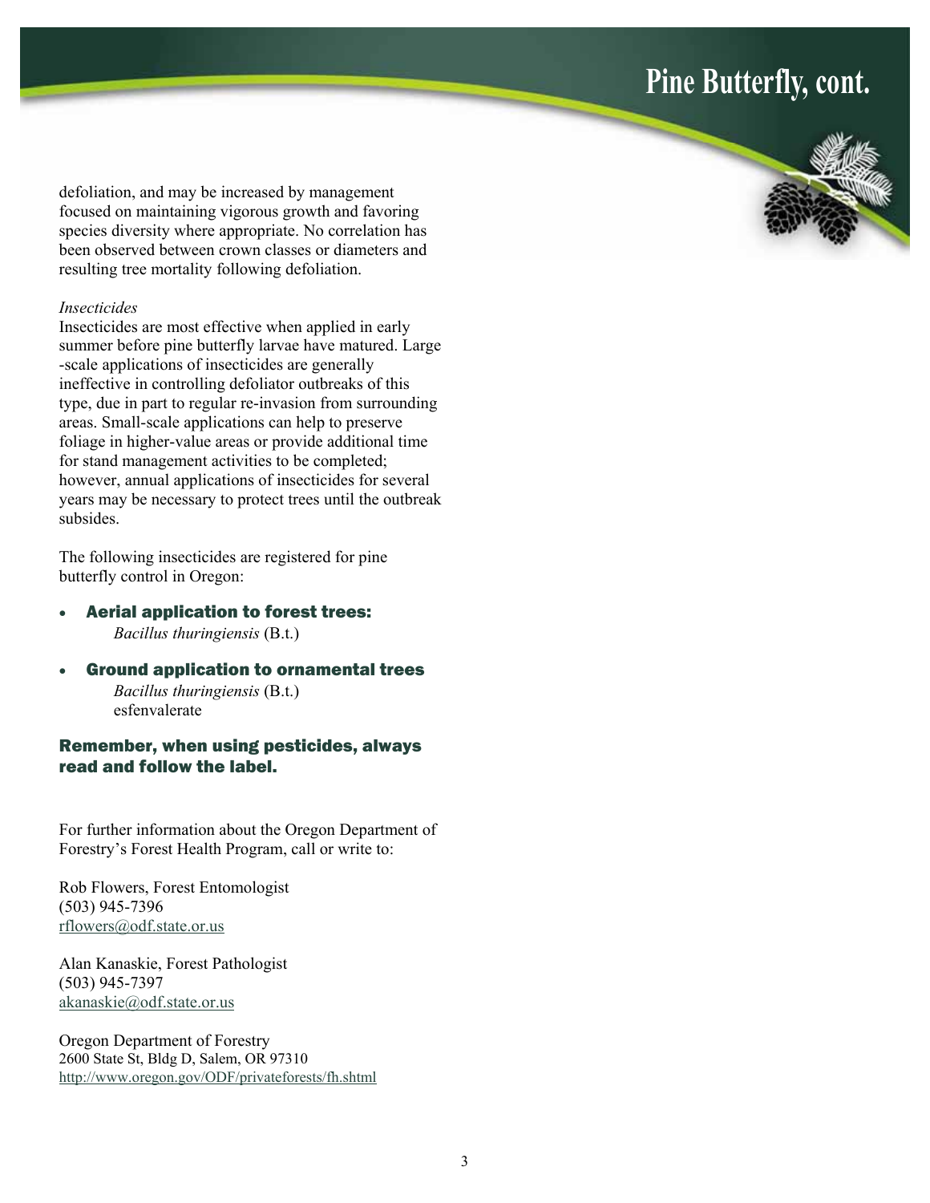# Pine Butterfly, cont.

defoliation, and may be increased by management focused on maintaining vigorous growth and favoring species diversity where appropriate. No correlation has been observed between crown classes or diameters and resulting tree mortality following defoliation.

*Insecticides*

Insecticides are most effective when applied in early summer before pine butterfly larvae have matured. Large-scale applications of insecticides are generally ineffective in controlling defoliator outbreaks of this type, due in part to regular re-invasion from surrounding areas. Small-scale applications can help to preserve foliage in higher-value areas or provide additional time for stand management activities to be completed; however, annual applications of insecticides for several years may be necessary to protect trees until the outbreak subsides.

The following insecticides are registered for pine butterfly control in Oregon:

- **Aerial application to forest trees:**
  *Bacillus thuringiensis* (B.t.)
- **Ground application to ornamental trees**
  *Bacillus thuringiensis* (B.t.)
  esfenvalerate

**Remember, when using pesticides, always read and follow the label.**

For further information about the Oregon Department of Forestry's Forest Health Program, call or write to:

Rob Flowers, Forest Entomologist
(503) 945-7396
rflowers@odf.state.or.us

Alan Kanaskie, Forest Pathologist
(503) 945-7397
akanaskie@odf.state.or.us

Oregon Department of Forestry
2600 State St, Bldg D, Salem, OR 97310
http://www.oregon.gov/ODF/privateforests/fh.shtml